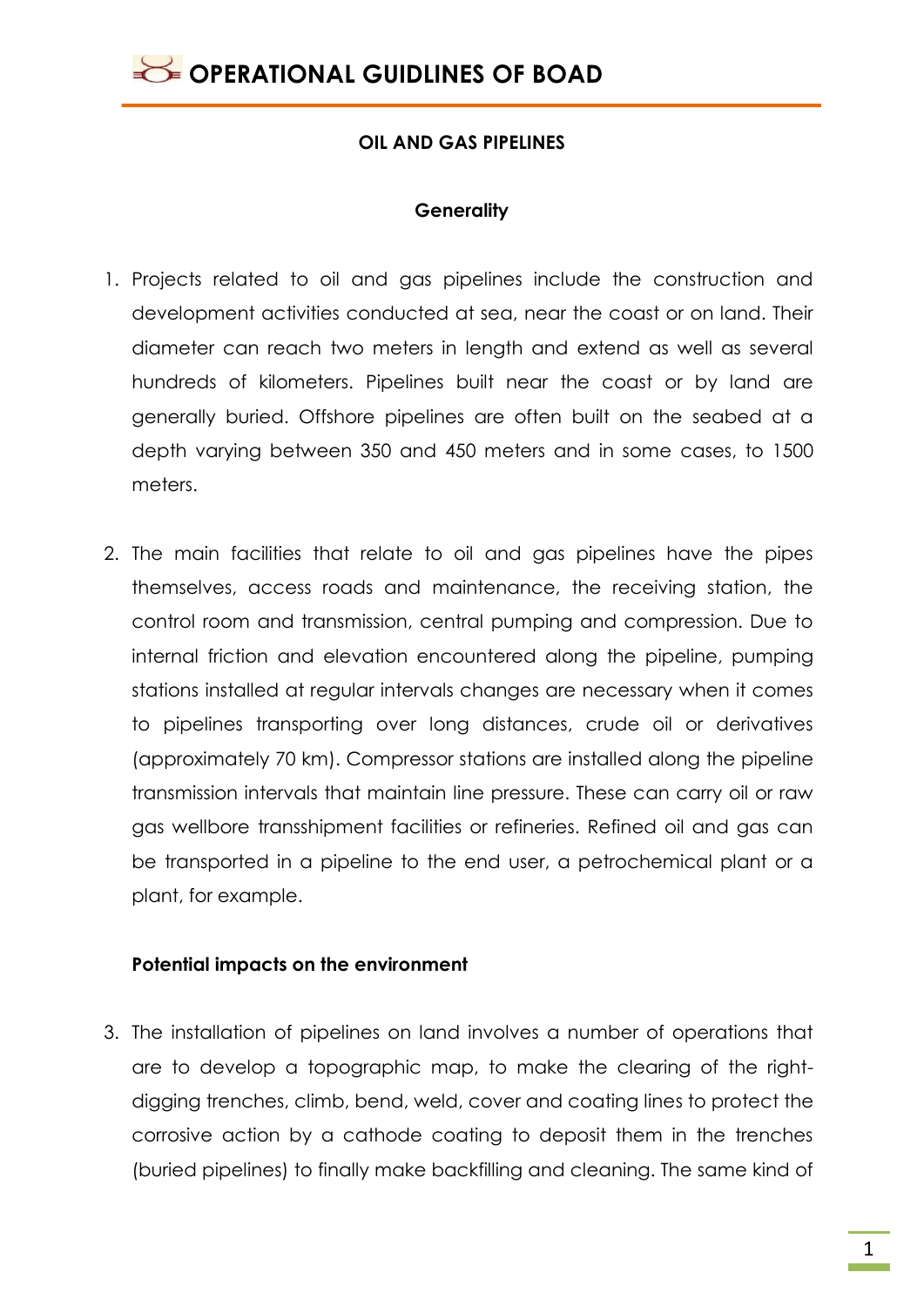# OPERATIONAL GUIDLINES OF BOAD

## OIL AND GAS PIPELINES

### Generality

1. Projects related to oil and gas pipelines include the construction and development activities conducted at sea, near the coast or on land. Their diameter can reach two meters in length and extend as well as several hundreds of kilometers. Pipelines built near the coast or by land are generally buried. Offshore pipelines are often built on the seabed at a depth varying between 350 and 450 meters and in some cases, to 1500 meters.

2. The main facilities that relate to oil and gas pipelines have the pipes themselves, access roads and maintenance, the receiving station, the control room and transmission, central pumping and compression. Due to internal friction and elevation encountered along the pipeline, pumping stations installed at regular intervals changes are necessary when it comes to pipelines transporting over long distances, crude oil or derivatives (approximately 70 km). Compressor stations are installed along the pipeline transmission intervals that maintain line pressure. These can carry oil or raw gas wellbore transshipment facilities or refineries. Refined oil and gas can be transported in a pipeline to the end user, a petrochemical plant or a plant, for example.

### Potential impacts on the environment

3. The installation of pipelines on land involves a number of operations that are to develop a topographic map, to make the clearing of the right-digging trenches, climb, bend, weld, cover and coating lines to protect the corrosive action by a cathode coating to deposit them in the trenches (buried pipelines) to finally make backfilling and cleaning. The same kind of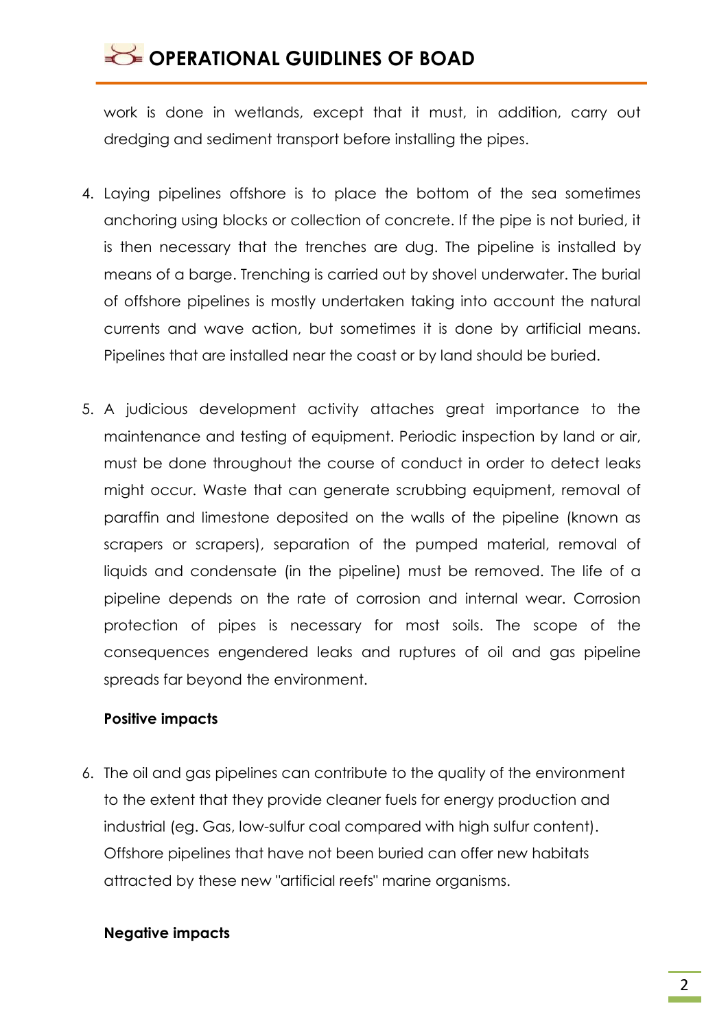work is done in wetlands, except that it must, in addition, carry out dredging and sediment transport before installing the pipes.

4. Laying pipelines offshore is to place the bottom of the sea sometimes anchoring using blocks or collection of concrete. If the pipe is not buried, it is then necessary that the trenches are dug. The pipeline is installed by means of a barge. Trenching is carried out by shovel underwater. The burial of offshore pipelines is mostly undertaken taking into account the natural currents and wave action, but sometimes it is done by artificial means. Pipelines that are installed near the coast or by land should be buried.

5. A judicious development activity attaches great importance to the maintenance and testing of equipment. Periodic inspection by land or air, must be done throughout the course of conduct in order to detect leaks might occur. Waste that can generate scrubbing equipment, removal of paraffin and limestone deposited on the walls of the pipeline (known as scrapers or scrapers), separation of the pumped material, removal of liquids and condensate (in the pipeline) must be removed. The life of a pipeline depends on the rate of corrosion and internal wear. Corrosion protection of pipes is necessary for most soils. The scope of the consequences engendered leaks and ruptures of oil and gas pipeline spreads far beyond the environment.

**Positive impacts**

6. The oil and gas pipelines can contribute to the quality of the environment to the extent that they provide cleaner fuels for energy production and industrial (eg. Gas, low-sulfur coal compared with high sulfur content). Offshore pipelines that have not been buried can offer new habitats attracted by these new "artificial reefs" marine organisms.

**Negative impacts**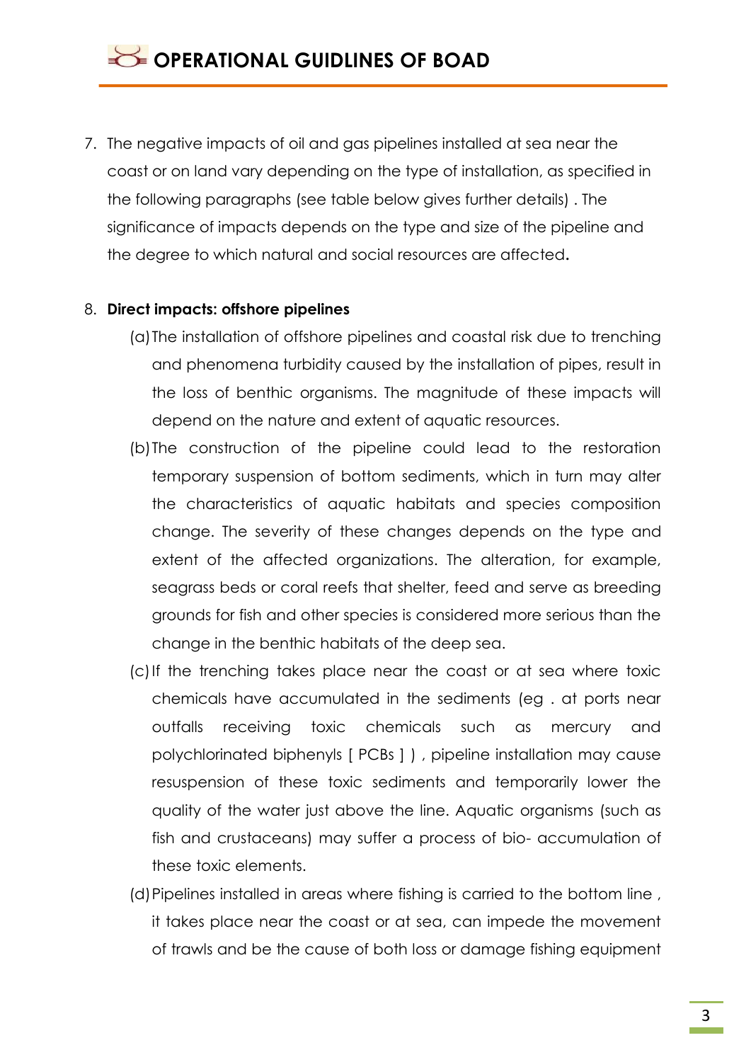7. The negative impacts of oil and gas pipelines installed at sea near the coast or on land vary depending on the type of installation, as specified in the following paragraphs (see table below gives further details) . The significance of impacts depends on the type and size of the pipeline and the degree to which natural and social resources are affected**.**

8. **Direct impacts: offshore pipelines**
   (a) The installation of offshore pipelines and coastal risk due to trenching and phenomena turbidity caused by the installation of pipes, result in the loss of benthic organisms. The magnitude of these impacts will depend on the nature and extent of aquatic resources.
   (b) The construction of the pipeline could lead to the restoration temporary suspension of bottom sediments, which in turn may alter the characteristics of aquatic habitats and species composition change. The severity of these changes depends on the type and extent of the affected organizations. The alteration, for example, seagrass beds or coral reefs that shelter, feed and serve as breeding grounds for fish and other species is considered more serious than the change in the benthic habitats of the deep sea.
   (c) If the trenching takes place near the coast or at sea where toxic chemicals have accumulated in the sediments (eg . at ports near outfalls receiving toxic chemicals such as mercury and polychlorinated biphenyls [ PCBs ] ) , pipeline installation may cause resuspension of these toxic sediments and temporarily lower the quality of the water just above the line. Aquatic organisms (such as fish and crustaceans) may suffer a process of bio- accumulation of these toxic elements.
   (d) Pipelines installed in areas where fishing is carried to the bottom line , it takes place near the coast or at sea, can impede the movement of trawls and be the cause of both loss or damage fishing equipment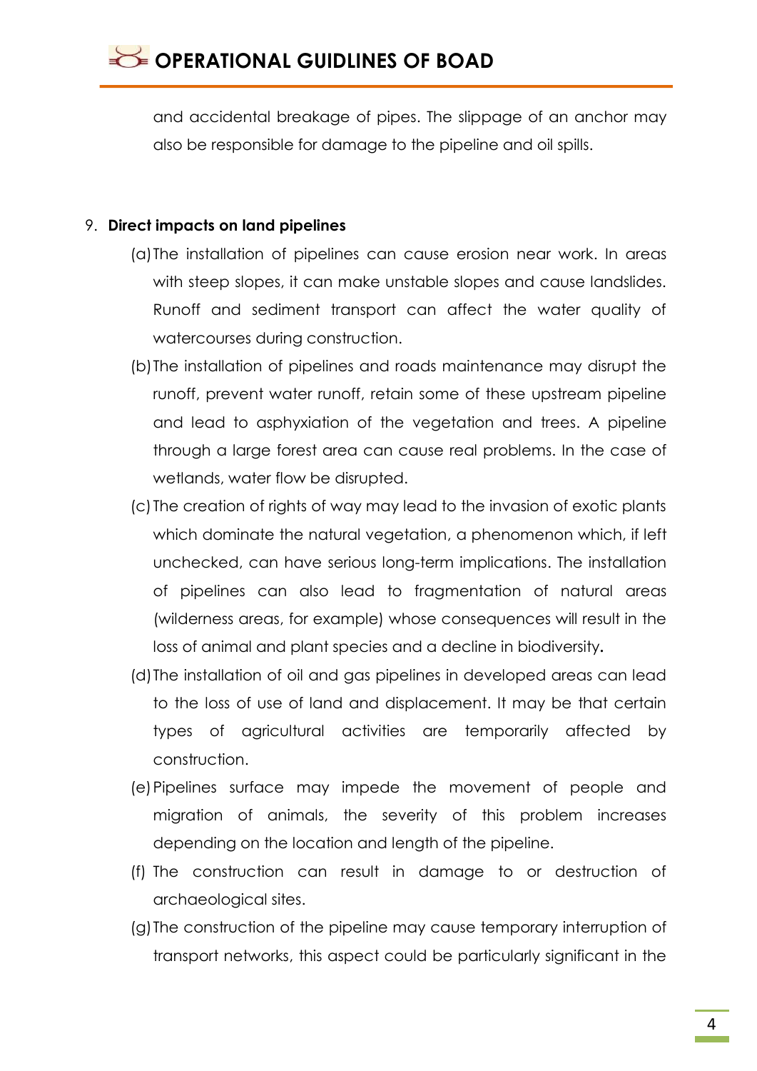and accidental breakage of pipes. The slippage of an anchor may also be responsible for damage to the pipeline and oil spills.

9. **Direct impacts on land pipelines**

   (a) The installation of pipelines can cause erosion near work. In areas with steep slopes, it can make unstable slopes and cause landslides. Runoff and sediment transport can affect the water quality of watercourses during construction.

   (b) The installation of pipelines and roads maintenance may disrupt the runoff, prevent water runoff, retain some of these upstream pipeline and lead to asphyxiation of the vegetation and trees. A pipeline through a large forest area can cause real problems. In the case of wetlands, water flow be disrupted.

   (c) The creation of rights of way may lead to the invasion of exotic plants which dominate the natural vegetation, a phenomenon which, if left unchecked, can have serious long-term implications. The installation of pipelines can also lead to fragmentation of natural areas (wilderness areas, for example) whose consequences will result in the loss of animal and plant species and a decline in biodiversity**.**

   (d) The installation of oil and gas pipelines in developed areas can lead to the loss of use of land and displacement. It may be that certain types of agricultural activities are temporarily affected by construction.

   (e) Pipelines surface may impede the movement of people and migration of animals, the severity of this problem increases depending on the location and length of the pipeline.

   (f) The construction can result in damage to or destruction of archaeological sites.

   (g) The construction of the pipeline may cause temporary interruption of transport networks, this aspect could be particularly significant in the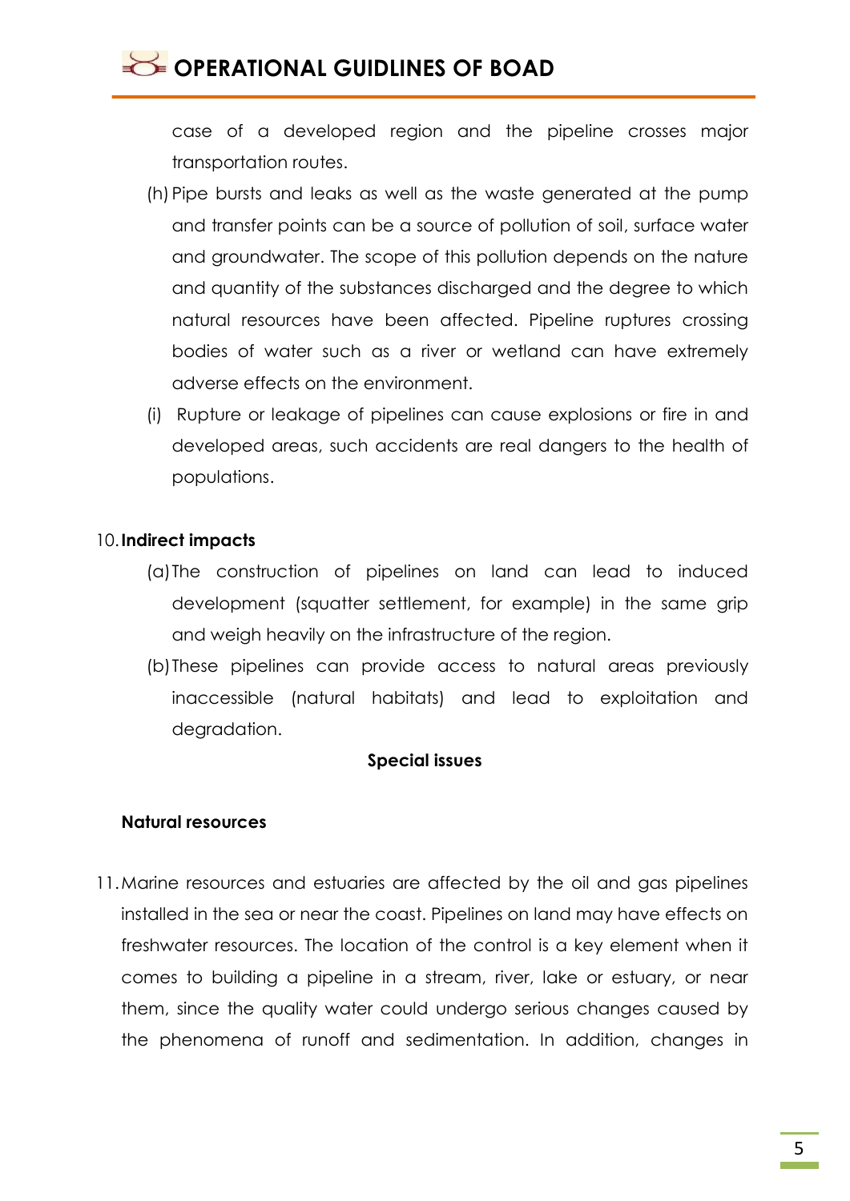case of a developed region and the pipeline crosses major transportation routes.

(h) Pipe bursts and leaks as well as the waste generated at the pump and transfer points can be a source of pollution of soil, surface water and groundwater. The scope of this pollution depends on the nature and quantity of the substances discharged and the degree to which natural resources have been affected. Pipeline ruptures crossing bodies of water such as a river or wetland can have extremely adverse effects on the environment.

(i) Rupture or leakage of pipelines can cause explosions or fire in and developed areas, such accidents are real dangers to the health of populations.

10. **Indirect impacts**

(a) The construction of pipelines on land can lead to induced development (squatter settlement, for example) in the same grip and weigh heavily on the infrastructure of the region.

(b) These pipelines can provide access to natural areas previously inaccessible (natural habitats) and lead to exploitation and degradation.

**Special issues**

**Natural resources**

11. Marine resources and estuaries are affected by the oil and gas pipelines installed in the sea or near the coast. Pipelines on land may have effects on freshwater resources. The location of the control is a key element when it comes to building a pipeline in a stream, river, lake or estuary, or near them, since the quality water could undergo serious changes caused by the phenomena of runoff and sedimentation. In addition, changes in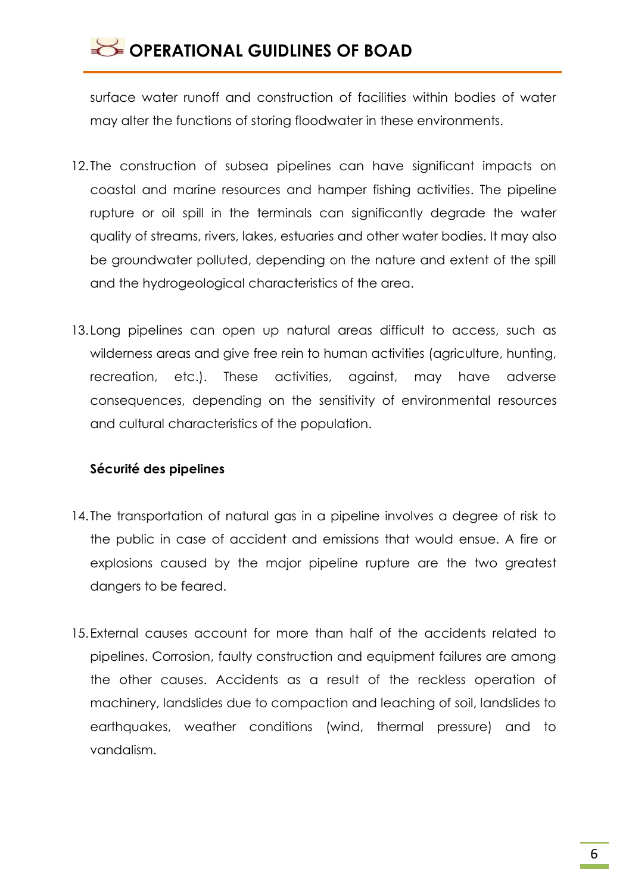surface water runoff and construction of facilities within bodies of water may alter the functions of storing floodwater in these environments.

12. The construction of subsea pipelines can have significant impacts on coastal and marine resources and hamper fishing activities. The pipeline rupture or oil spill in the terminals can significantly degrade the water quality of streams, rivers, lakes, estuaries and other water bodies. It may also be groundwater polluted, depending on the nature and extent of the spill and the hydrogeological characteristics of the area.

13. Long pipelines can open up natural areas difficult to access, such as wilderness areas and give free rein to human activities (agriculture, hunting, recreation, etc.). These activities, against, may have adverse consequences, depending on the sensitivity of environmental resources and cultural characteristics of the population.

**Sécurité des pipelines**

14. The transportation of natural gas in a pipeline involves a degree of risk to the public in case of accident and emissions that would ensue. A fire or explosions caused by the major pipeline rupture are the two greatest dangers to be feared.

15. External causes account for more than half of the accidents related to pipelines. Corrosion, faulty construction and equipment failures are among the other causes. Accidents as a result of the reckless operation of machinery, landslides due to compaction and leaching of soil, landslides to earthquakes, weather conditions (wind, thermal pressure) and to vandalism.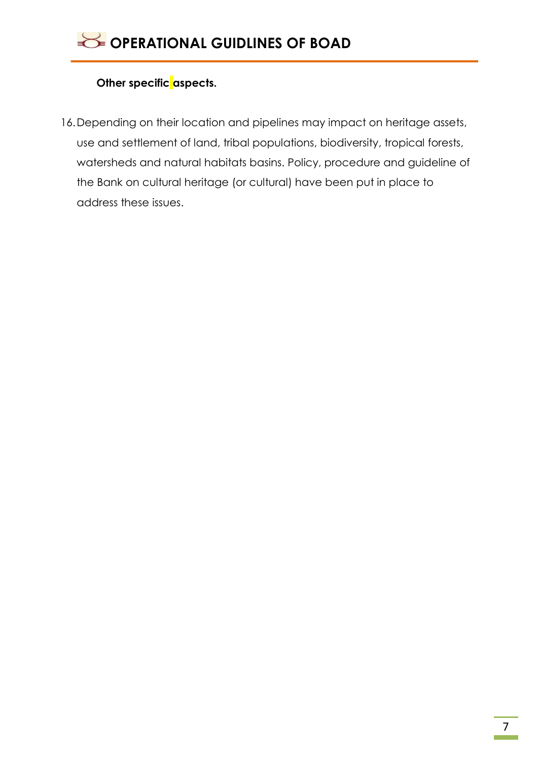**Other specific aspects.**

16. Depending on their location and pipelines may impact on heritage assets, use and settlement of land, tribal populations, biodiversity, tropical forests, watersheds and natural habitats basins. Policy, procedure and guideline of the Bank on cultural heritage (or cultural) have been put in place to address these issues.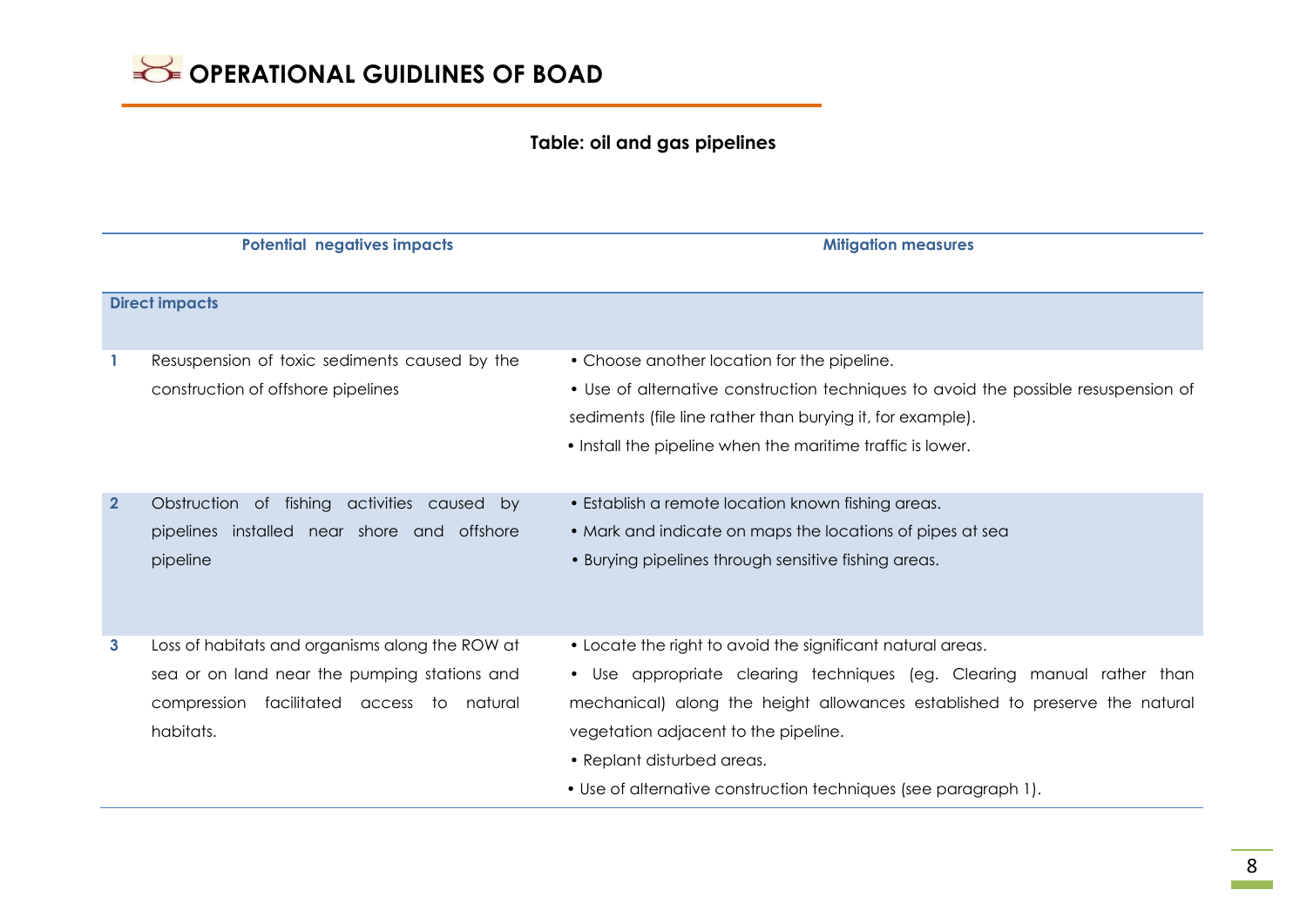**Table: oil and gas pipelines**

| | Potential negatives impacts | Mitigation measures |
|---|---|---|
| **Direct impacts** | | |
| 1 | Resuspension of toxic sediments caused by the construction of offshore pipelines | • Choose another location for the pipeline.<br>• Use of alternative construction techniques to avoid the possible resuspension of sediments (file line rather than burying it, for example).<br>• Install the pipeline when the maritime traffic is lower. |
| 2 | Obstruction of fishing activities caused by pipelines installed near shore and offshore pipeline | • Establish a remote location known fishing areas.<br>• Mark and indicate on maps the locations of pipes at sea<br>• Burying pipelines through sensitive fishing areas. |
| 3 | Loss of habitats and organisms along the ROW at sea or on land near the pumping stations and compression facilitated access to natural habitats. | • Locate the right to avoid the significant natural areas.<br>• Use appropriate clearing techniques (eg. Clearing manual rather than mechanical) along the height allowances established to preserve the natural vegetation adjacent to the pipeline.<br>• Replant disturbed areas.<br>• Use of alternative construction techniques (see paragraph 1). |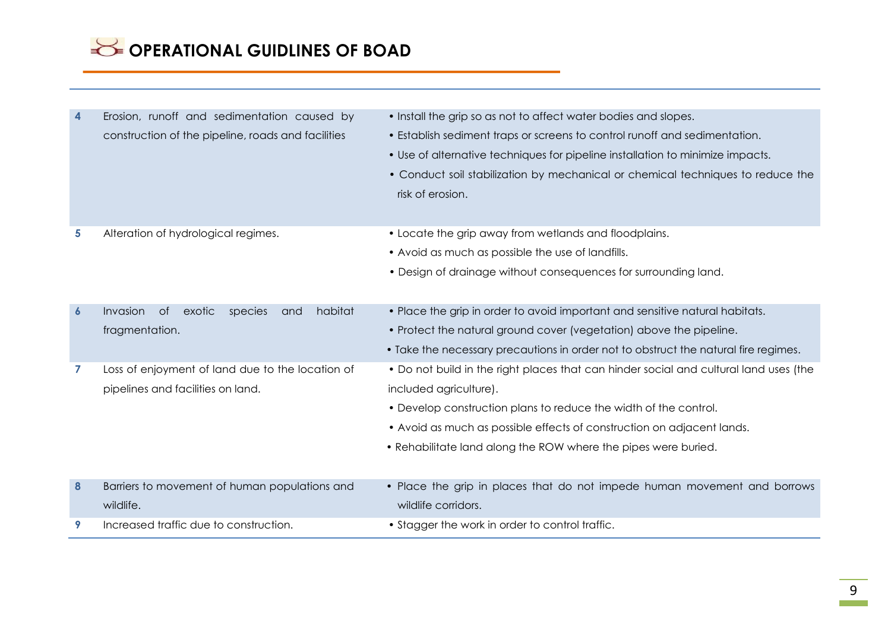| | | |
|---|---|---|
| 4 | Erosion, runoff and sedimentation caused by construction of the pipeline, roads and facilities | • Install the grip so as not to affect water bodies and slopes.<br>• Establish sediment traps or screens to control runoff and sedimentation.<br>• Use of alternative techniques for pipeline installation to minimize impacts.<br>• Conduct soil stabilization by mechanical or chemical techniques to reduce the risk of erosion. |
| 5 | Alteration of hydrological regimes. | • Locate the grip away from wetlands and floodplains.<br>• Avoid as much as possible the use of landfills.<br>• Design of drainage without consequences for surrounding land. |
| 6 | Invasion of exotic species and habitat fragmentation. | • Place the grip in order to avoid important and sensitive natural habitats.<br>• Protect the natural ground cover (vegetation) above the pipeline.<br>• Take the necessary precautions in order not to obstruct the natural fire regimes. |
| 7 | Loss of enjoyment of land due to the location of pipelines and facilities on land. | • Do not build in the right places that can hinder social and cultural land uses (the included agriculture).<br>• Develop construction plans to reduce the width of the control.<br>• Avoid as much as possible effects of construction on adjacent lands.<br>• Rehabilitate land along the ROW where the pipes were buried. |
| 8 | Barriers to movement of human populations and wildlife. | • Place the grip in places that do not impede human movement and borrows wildlife corridors. |
| 9 | Increased traffic due to construction. | • Stagger the work in order to control traffic. |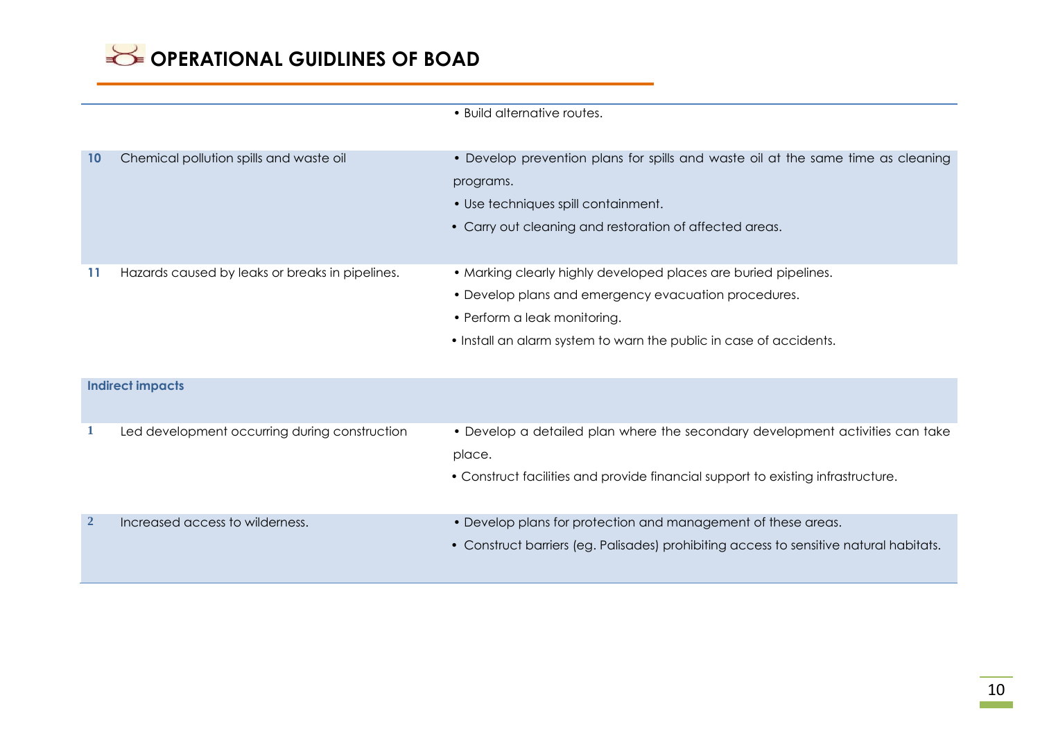| | | |
|---|---|---|
| | | • Build alternative routes. |
| 10 | Chemical pollution spills and waste oil | • Develop prevention plans for spills and waste oil at the same time as cleaning programs.<br>• Use techniques spill containment.<br>• Carry out cleaning and restoration of affected areas. |
| 11 | Hazards caused by leaks or breaks in pipelines. | • Marking clearly highly developed places are buried pipelines.<br>• Develop plans and emergency evacuation procedures.<br>• Perform a leak monitoring.<br>• Install an alarm system to warn the public in case of accidents. |
| **Indirect impacts** | | |
| 1 | Led development occurring during construction | • Develop a detailed plan where the secondary development activities can take place.<br>• Construct facilities and provide financial support to existing infrastructure. |
| 2 | Increased access to wilderness. | • Develop plans for protection and management of these areas.<br>• Construct barriers (eg. Palisades) prohibiting access to sensitive natural habitats. |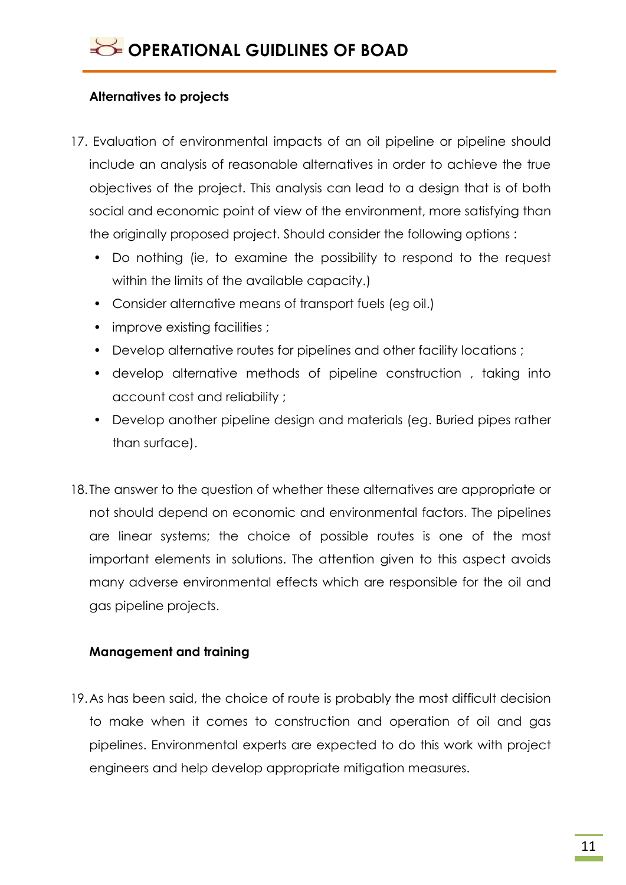**Alternatives to projects**

17. Evaluation of environmental impacts of an oil pipeline or pipeline should include an analysis of reasonable alternatives in order to achieve the true objectives of the project. This analysis can lead to a design that is of both social and economic point of view of the environment, more satisfying than the originally proposed project. Should consider the following options :
    - Do nothing (ie, to examine the possibility to respond to the request within the limits of the available capacity.)
    - Consider alternative means of transport fuels (eg oil.)
    - improve existing facilities ;
    - Develop alternative routes for pipelines and other facility locations ;
    - develop alternative methods of pipeline construction , taking into account cost and reliability ;
    - Develop another pipeline design and materials (eg. Buried pipes rather than surface).

18. The answer to the question of whether these alternatives are appropriate or not should depend on economic and environmental factors. The pipelines are linear systems; the choice of possible routes is one of the most important elements in solutions. The attention given to this aspect avoids many adverse environmental effects which are responsible for the oil and gas pipeline projects.

**Management and training**

19. As has been said, the choice of route is probably the most difficult decision to make when it comes to construction and operation of oil and gas pipelines. Environmental experts are expected to do this work with project engineers and help develop appropriate mitigation measures.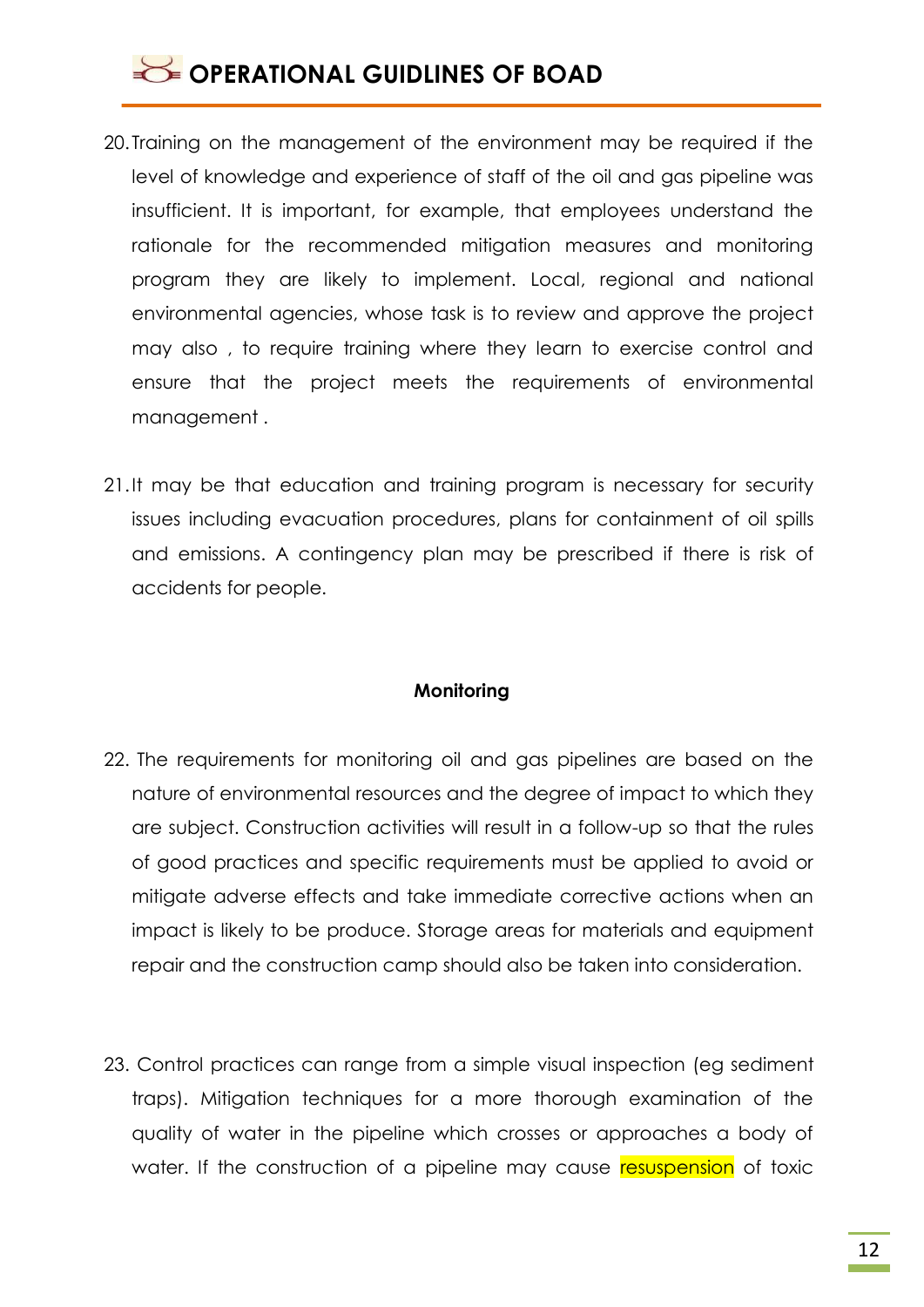20. Training on the management of the environment may be required if the level of knowledge and experience of staff of the oil and gas pipeline was insufficient. It is important, for example, that employees understand the rationale for the recommended mitigation measures and monitoring program they are likely to implement. Local, regional and national environmental agencies, whose task is to review and approve the project may also , to require training where they learn to exercise control and ensure that the project meets the requirements of environmental management .

21. It may be that education and training program is necessary for security issues including evacuation procedures, plans for containment of oil spills and emissions. A contingency plan may be prescribed if there is risk of accidents for people.

**Monitoring**

22. The requirements for monitoring oil and gas pipelines are based on the nature of environmental resources and the degree of impact to which they are subject. Construction activities will result in a follow-up so that the rules of good practices and specific requirements must be applied to avoid or mitigate adverse effects and take immediate corrective actions when an impact is likely to be produce. Storage areas for materials and equipment repair and the construction camp should also be taken into consideration.

23. Control practices can range from a simple visual inspection (eg sediment traps). Mitigation techniques for a more thorough examination of the quality of water in the pipeline which crosses or approaches a body of water. If the construction of a pipeline may cause resuspension of toxic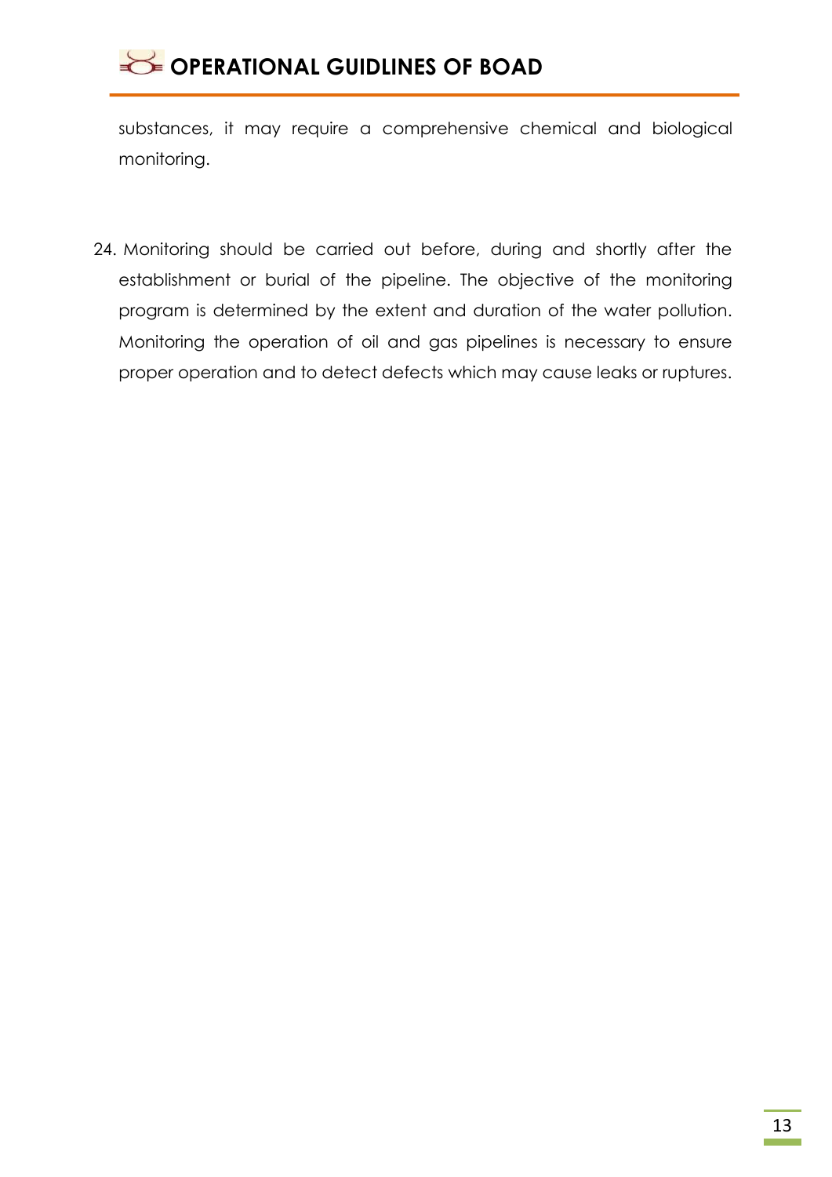substances, it may require a comprehensive chemical and biological monitoring.

24. Monitoring should be carried out before, during and shortly after the establishment or burial of the pipeline. The objective of the monitoring program is determined by the extent and duration of the water pollution. Monitoring the operation of oil and gas pipelines is necessary to ensure proper operation and to detect defects which may cause leaks or ruptures.